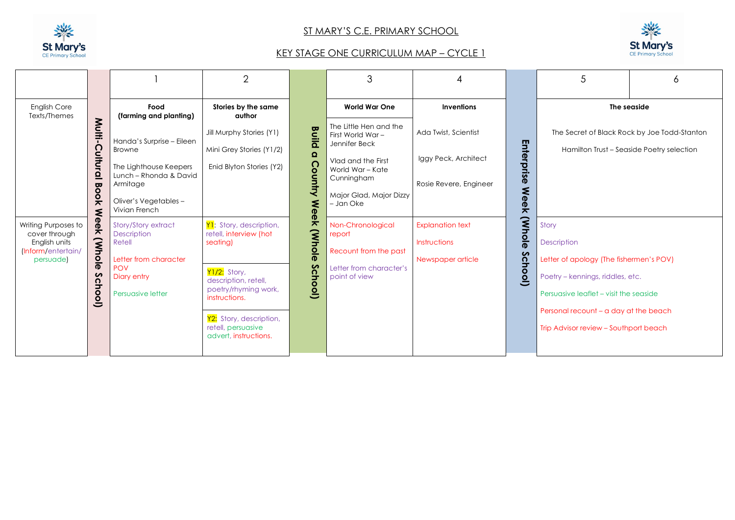# ST MARY'S C.E. PRIMARY SCHOOL

## KEY STAGE ONE CURRICULUM MAP – CYCLE 1

| | | 1 | 2 | | 3 | 4 | | 5 | 6 |
|---|---|---|---|---|---|---|---|---|---|
| English Core Texts/Themes | Multi-Cultural Book Week (Whole School) | **Food (farming and planting)**<br><br>Handa's Surprise – Eileen Browne<br><br>The Lighthouse Keepers Lunch – Rhonda & David Armitage<br><br>Oliver's Vegetables – Vivian French | **Stories by the same author**<br><br>Jill Murphy Stories (Y1)<br><br>Mini Grey Stories (Y1/2)<br><br>Enid Blyton Stories (Y2) | Build a Country Week (Whole School) | **World War One**<br><br>The Little Hen and the First World War – Jennifer Beck<br><br>Vlad and the First World War – Kate Cunningham<br><br>Major Glad, Major Dizzy – Jan Oke | **Inventions**<br><br>Ada Twist, Scientist<br><br>Iggy Peck, Architect<br><br>Rosie Revere, Engineer | Enterprise Week (Whole School) | **The seaside**<br><br>The Secret of Black Rock by Joe Todd-Stanton<br><br>Hamilton Trust – Seaside Poetry selection | |
| Writing Purposes to cover through English units (Inform/entertain/persuade) | | Story/Story extract<br>Description<br>Retell<br><br>Letter from character POV<br>Diary entry<br><br>Persuasive letter | Y1: Story, description, retell, interview (hot seating)<br><br>Y1/2: Story, description, retell, poetry/rhyming work, instructions.<br><br>Y2: Story, description, retell, persuasive advert, instructions. | | Non-Chronological report<br><br>Recount from the past<br><br>Letter from character's point of view | Explanation text<br><br>Instructions<br><br>Newspaper article | | Story<br><br>Description<br><br>Letter of apology (The fishermen's POV)<br><br>Poetry – kennings, riddles, etc.<br><br>Persuasive leaflet – visit the seaside<br><br>Personal recount – a day at the beach<br><br>Trip Advisor review – Southport beach | |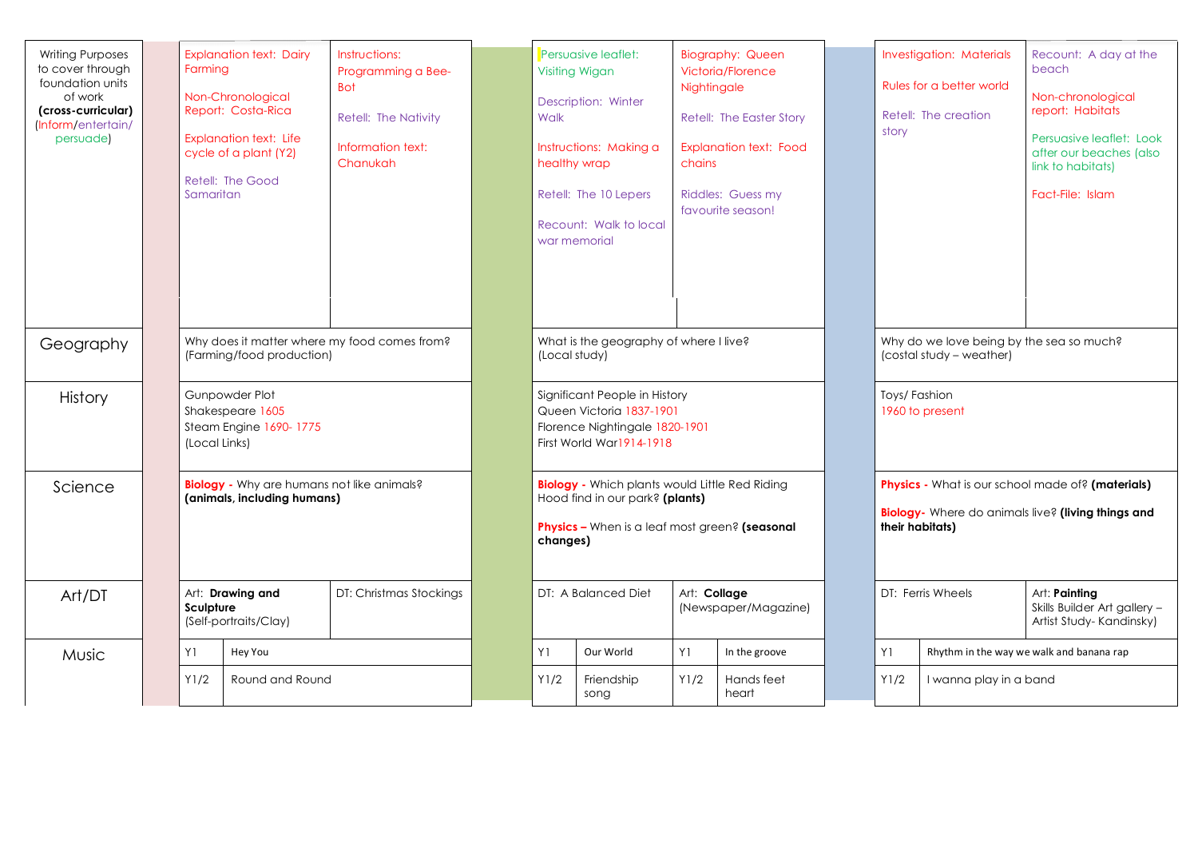| | Term 1 | | Term 2 | | Term 3 | |
|---|---|---|---|---|---|---|
| Writing Purposes to cover through foundation units of work **(cross-curricular)** (Inform/entertain/persuade) | Explanation text: Dairy Farming<br><br>Non-Chronological Report: Costa-Rica<br><br>Explanation text: Life cycle of a plant (Y2)<br><br>Retell: The Good Samaritan | Instructions: Programming a Bee-Bot<br><br>Retell: The Nativity<br><br>Information text: Chanukah | Persuasive leaflet: Visiting Wigan<br><br>Description: Winter Walk<br><br>Instructions: Making a healthy wrap<br><br>Retell: The 10 Lepers<br><br>Recount: Walk to local war memorial | Biography: Queen Victoria/Florence Nightingale<br><br>Retell: The Easter Story<br><br>Explanation text: Food chains<br><br>Riddles: Guess my favourite season! | Investigation: Materials<br><br>Rules for a better world<br><br>Retell: The creation story | Recount: A day at the beach<br><br>Non-chronological report: Habitats<br><br>Persuasive leaflet: Look after our beaches (also link to habitats)<br><br>Fact-File: Islam |
| Geography | Why does it matter where my food comes from? (Farming/food production) | | What is the geography of where I live? (Local study) | | Why do we love being by the sea so much? (costal study – weather) | |
| History | Gunpowder Plot<br>Shakespeare 1605<br>Steam Engine 1690- 1775<br>(Local Links) | | Significant People in History<br>Queen Victoria 1837-1901<br>Florence Nightingale 1820-1901<br>First World War1914-1918 | | Toys/ Fashion<br>1960 to present | |
| Science | **Biology -** Why are humans not like animals? **(animals, including humans)** | | **Biology -** Which plants would Little Red Riding Hood find in our park? **(plants)**<br><br>**Physics –** When is a leaf most green? **(seasonal changes)** | | **Physics -** What is our school made of? **(materials)**<br><br>**Biology-** Where do animals live? **(living things and their habitats)** | |
| Art/DT | Art: **Drawing and Sculpture** (Self-portraits/Clay) | DT: Christmas Stockings | DT: A Balanced Diet | Art: **Collage** (Newspaper/Magazine) | DT: Ferris Wheels | Art: **Painting** Skills Builder Art gallery – Artist Study- Kandinsky) |
| Music | Y1 Hey You<br>Y1/2 Round and Round | | Y1 Our World<br>Y1/2 Friendship song | Y1 In the groove<br>Y1/2 Hands feet heart | Y1 Rhythm in the way we walk and banana rap<br>Y1/2 I wanna play in a band | |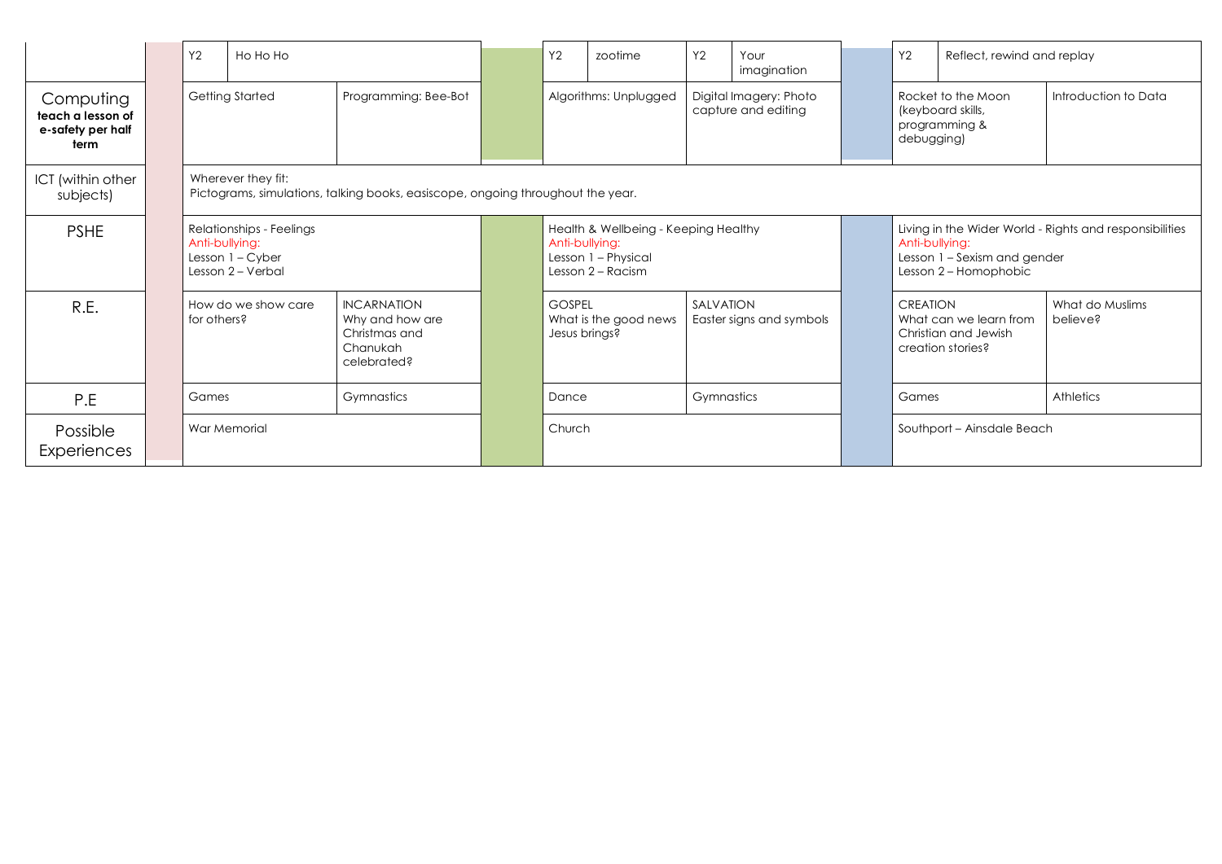| | Y2 | Ho Ho Ho | | Y2 | zootime | Y2 | Your imagination | Y2 | Reflect, rewind and replay | |
|---|---|---|---|---|---|---|---|---|---|---|
| Computing **teach a lesson of e-safety per half term** | Getting Started | | Programming: Bee-Bot | Algorithms: Unplugged | | Digital Imagery: Photo capture and editing | | Rocket to the Moon (keyboard skills, programming & debugging) | | Introduction to Data |
| ICT (within other subjects) | Wherever they fit: Pictograms, simulations, talking books, easiscope, ongoing throughout the year. | | | | | | | | | |
| PSHE | Relationships - Feelings Anti-bullying: Lesson 1 – Cyber Lesson 2 – Verbal | | | Health & Wellbeing - Keeping Healthy Anti-bullying: Lesson 1 – Physical Lesson 2 – Racism | | | | Living in the Wider World - Rights and responsibilities Anti-bullying: Lesson 1 – Sexism and gender Lesson 2 – Homophobic | | |
| R.E. | How do we show care for others? | | INCARNATION Why and how are Christmas and Chanukah celebrated? | GOSPEL What is the good news Jesus brings? | | SALVATION Easter signs and symbols | | CREATION What can we learn from Christian and Jewish creation stories? | | What do Muslims believe? |
| P.E | Games | | Gymnastics | Dance | | Gymnastics | | Games | | Athletics |
| Possible Experiences | War Memorial | | | Church | | | | Southport – Ainsdale Beach | | |